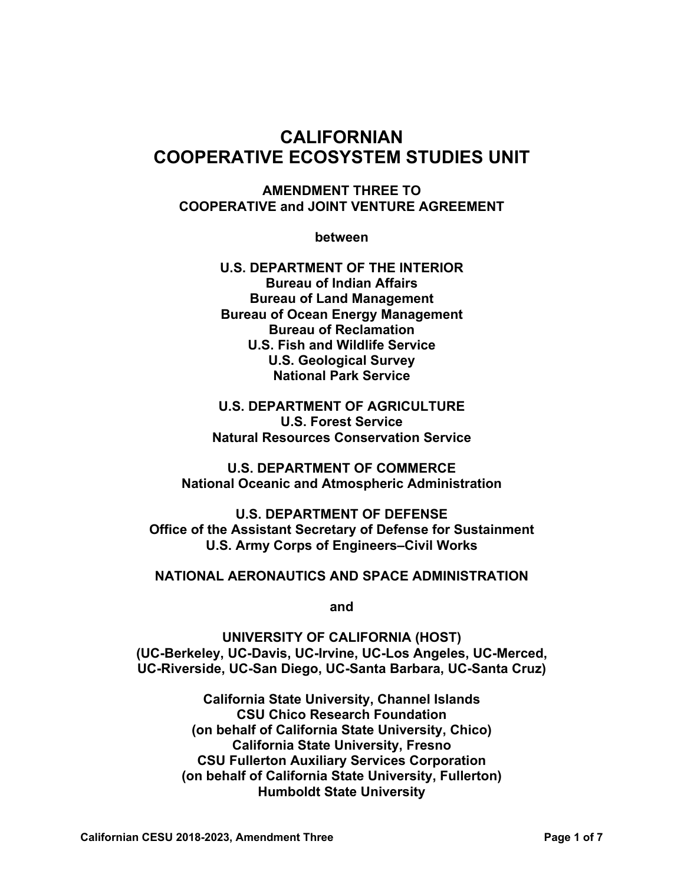# CALIFORNIAN COOPERATIVE ECOSYSTEM STUDIES UNIT

## AMENDMENT THREE TO COOPERATIVE and JOINT VENTURE AGREEMENT

**between**

**U.S. DEPARTMENT OF THE INTERIOR**
**Bureau of Indian Affairs**
**Bureau of Land Management**
**Bureau of Ocean Energy Management**
**Bureau of Reclamation**
**U.S. Fish and Wildlife Service**
**U.S. Geological Survey**
**National Park Service**

**U.S. DEPARTMENT OF AGRICULTURE**
**U.S. Forest Service**
**Natural Resources Conservation Service**

**U.S. DEPARTMENT OF COMMERCE**
**National Oceanic and Atmospheric Administration**

**U.S. DEPARTMENT OF DEFENSE**
**Office of the Assistant Secretary of Defense for Sustainment**
**U.S. Army Corps of Engineers–Civil Works**

**NATIONAL AERONAUTICS AND SPACE ADMINISTRATION**

**and**

**UNIVERSITY OF CALIFORNIA (HOST)**
**(UC-Berkeley, UC-Davis, UC-Irvine, UC-Los Angeles, UC-Merced, UC-Riverside, UC-San Diego, UC-Santa Barbara, UC-Santa Cruz)**

**California State University, Channel Islands**
**CSU Chico Research Foundation**
**(on behalf of California State University, Chico)**
**California State University, Fresno**
**CSU Fullerton Auxiliary Services Corporation**
**(on behalf of California State University, Fullerton)**
**Humboldt State University**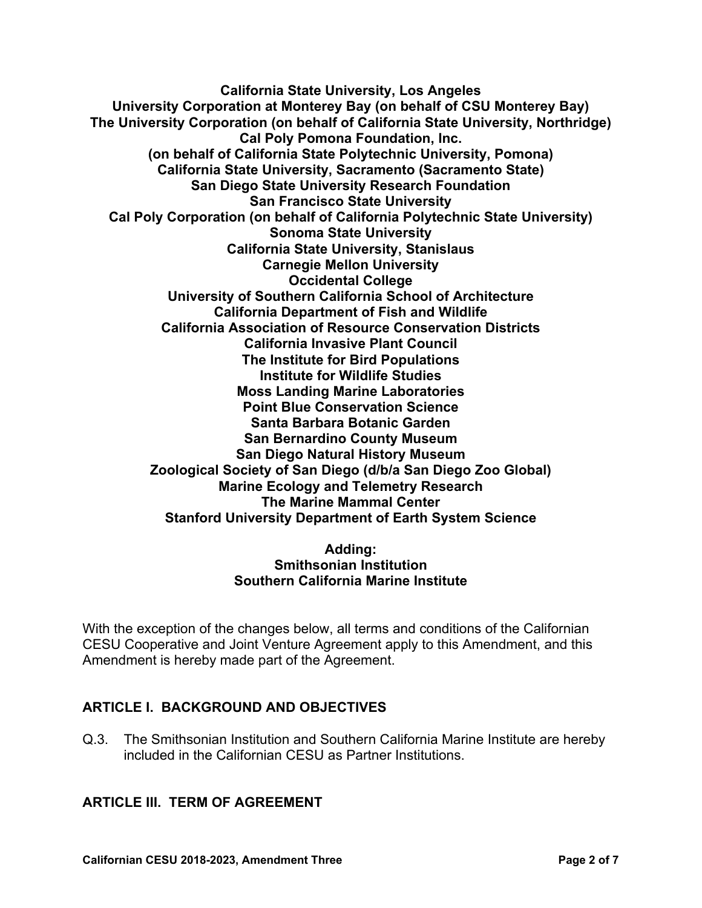**California State University, Los Angeles**
**University Corporation at Monterey Bay (on behalf of CSU Monterey Bay)**
**The University Corporation (on behalf of California State University, Northridge)**
**Cal Poly Pomona Foundation, Inc.**
**(on behalf of California State Polytechnic University, Pomona)**
**California State University, Sacramento (Sacramento State)**
**San Diego State University Research Foundation**
**San Francisco State University**
**Cal Poly Corporation (on behalf of California Polytechnic State University)**
**Sonoma State University**
**California State University, Stanislaus**
**Carnegie Mellon University**
**Occidental College**
**University of Southern California School of Architecture**
**California Department of Fish and Wildlife**
**California Association of Resource Conservation Districts**
**California Invasive Plant Council**
**The Institute for Bird Populations**
**Institute for Wildlife Studies**
**Moss Landing Marine Laboratories**
**Point Blue Conservation Science**
**Santa Barbara Botanic Garden**
**San Bernardino County Museum**
**San Diego Natural History Museum**
**Zoological Society of San Diego (d/b/a San Diego Zoo Global)**
**Marine Ecology and Telemetry Research**
**The Marine Mammal Center**
**Stanford University Department of Earth System Science**

**Adding:**
**Smithsonian Institution**
**Southern California Marine Institute**

With the exception of the changes below, all terms and conditions of the Californian CESU Cooperative and Joint Venture Agreement apply to this Amendment, and this Amendment is hereby made part of the Agreement.

## ARTICLE I. BACKGROUND AND OBJECTIVES

Q.3. The Smithsonian Institution and Southern California Marine Institute are hereby included in the Californian CESU as Partner Institutions.

## ARTICLE III. TERM OF AGREEMENT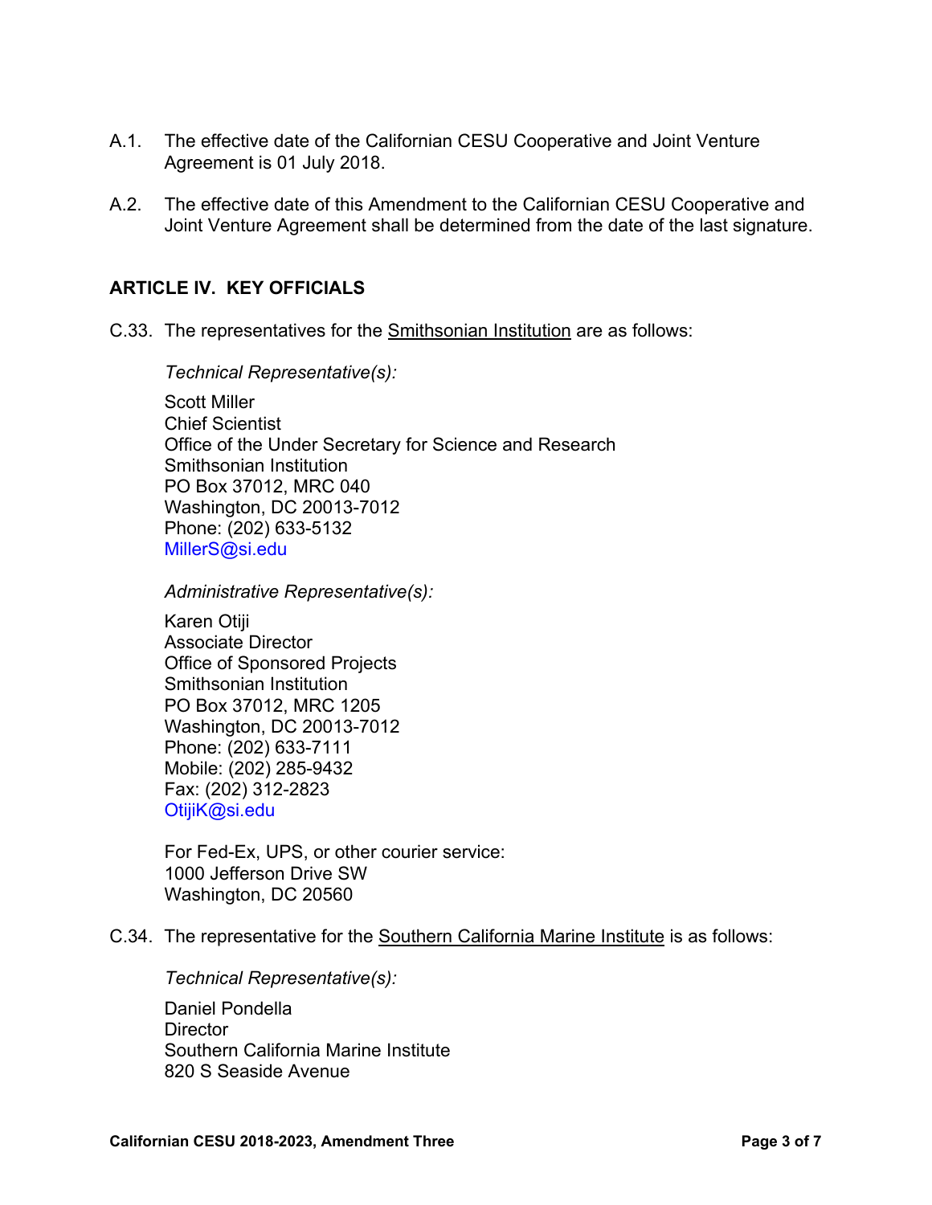A.1. The effective date of the Californian CESU Cooperative and Joint Venture Agreement is 01 July 2018.

A.2. The effective date of this Amendment to the Californian CESU Cooperative and Joint Venture Agreement shall be determined from the date of the last signature.

## ARTICLE IV. KEY OFFICIALS

C.33. The representatives for the Smithsonian Institution are as follows:

*Technical Representative(s):*

Scott Miller
Chief Scientist
Office of the Under Secretary for Science and Research
Smithsonian Institution
PO Box 37012, MRC 040
Washington, DC 20013-7012
Phone: (202) 633-5132
MillerS@si.edu

*Administrative Representative(s):*

Karen Otiji
Associate Director
Office of Sponsored Projects
Smithsonian Institution
PO Box 37012, MRC 1205
Washington, DC 20013-7012
Phone: (202) 633-7111
Mobile: (202) 285-9432
Fax: (202) 312-2823
OtijiK@si.edu

For Fed-Ex, UPS, or other courier service:
1000 Jefferson Drive SW
Washington, DC 20560

C.34. The representative for the Southern California Marine Institute is as follows:

*Technical Representative(s):*

Daniel Pondella
Director
Southern California Marine Institute
820 S Seaside Avenue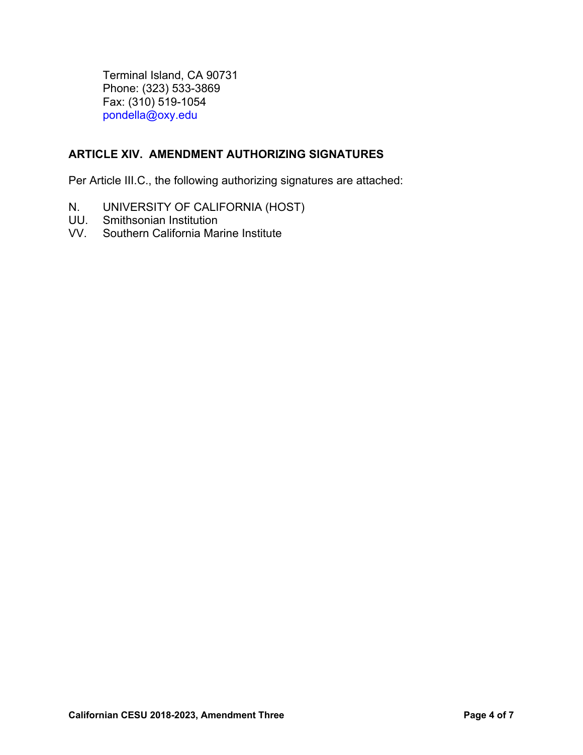Terminal Island, CA 90731
Phone: (323) 533-3869
Fax: (310) 519-1054
pondella@oxy.edu

## ARTICLE XIV. AMENDMENT AUTHORIZING SIGNATURES

Per Article III.C., the following authorizing signatures are attached:

N. UNIVERSITY OF CALIFORNIA (HOST)
UU. Smithsonian Institution
VV. Southern California Marine Institute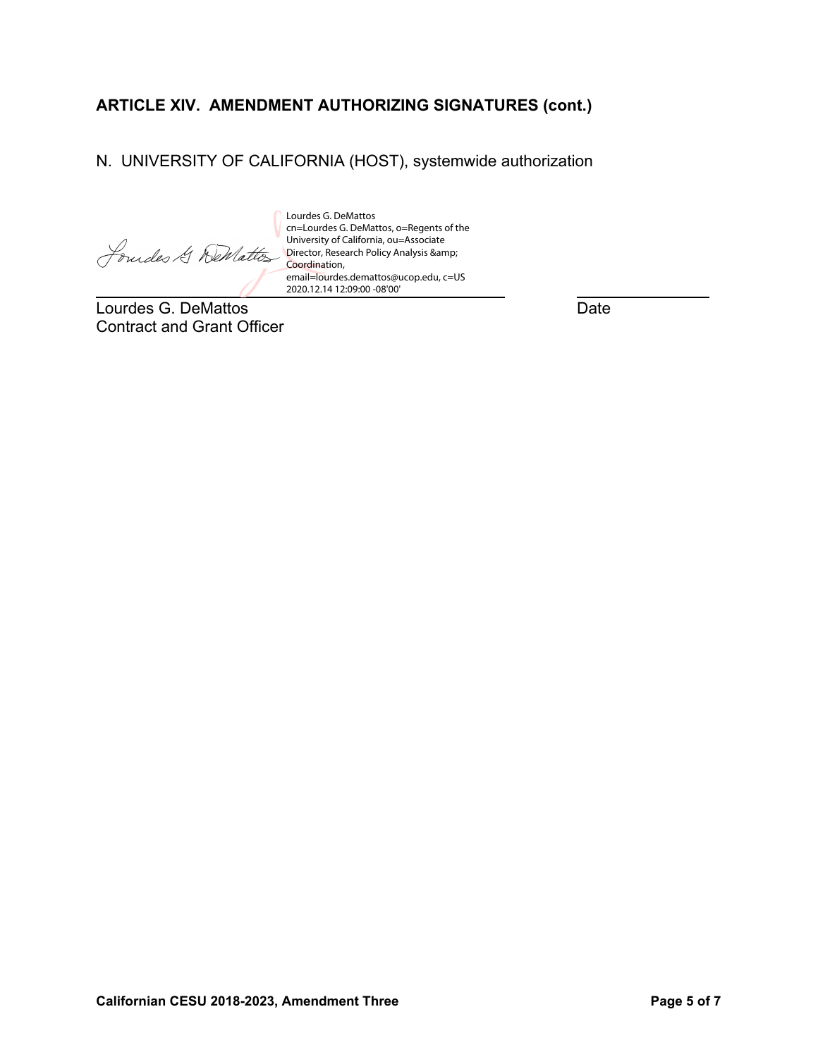## ARTICLE XIV. AMENDMENT AUTHORIZING SIGNATURES (cont.)

N. UNIVERSITY OF CALIFORNIA (HOST), systemwide authorization

Lourdes G. DeMattos
cn=Lourdes G. DeMattos, o=Regents of the University of California, ou=Associate Director, Research Policy Analysis &amp; Coordination, email=lourdes.demattos@ucop.edu, c=US
2020.12.14 12:09:00 -08'00'

Lourdes G. DeMattos
Contract and Grant Officer

Date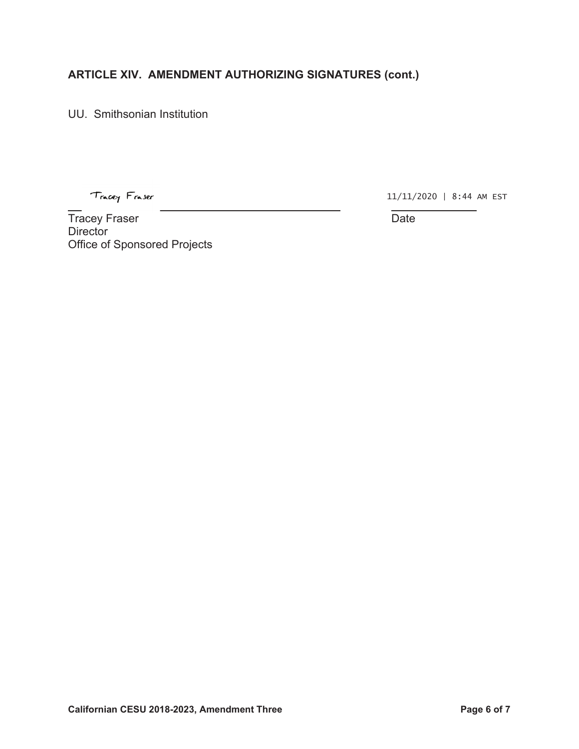## ARTICLE XIV. AMENDMENT AUTHORIZING SIGNATURES (cont.)

UU. Smithsonian Institution

Tracey Fraser                                        11/11/2020 | 8:44 AM EST

Tracey Fraser
Director
Office of Sponsored Projects

Date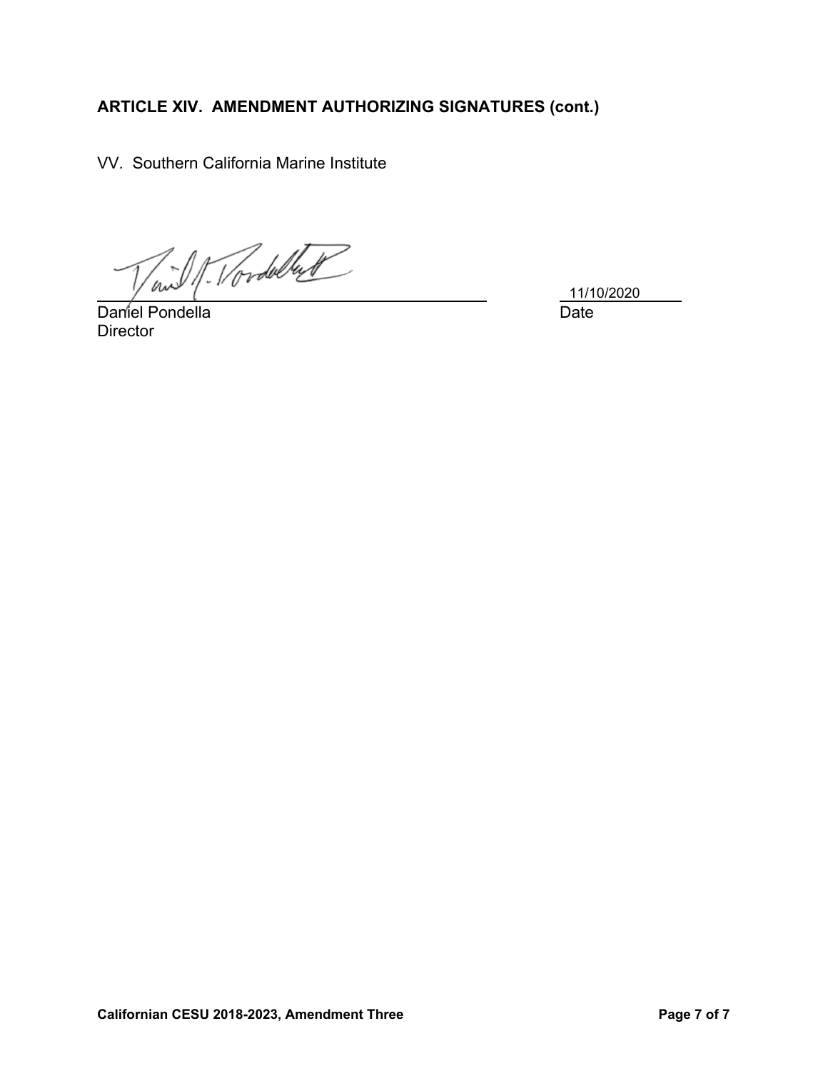**ARTICLE XIV. AMENDMENT AUTHORIZING SIGNATURES (cont.)**

VV. Southern California Marine Institute

Daniel Pondella
Director

11/10/2020
Date